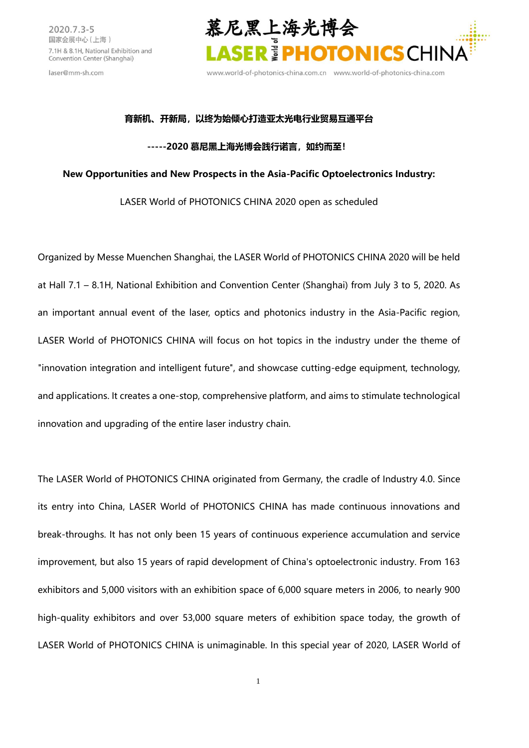**育新机、开新局，以终为始倾心打造亚太光电行业贸易互通平台**

**-----2020 慕尼黑上海光博会践行诺言，如约而至！**

**New Opportunities and New Prospects in the Asia-Pacific Optoelectronics Industry:**

LASER World of PHOTONICS CHINA 2020 open as scheduled

Organized by Messe Muenchen Shanghai, the LASER World of PHOTONICS CHINA 2020 will be held at Hall 7.1 – 8.1H, National Exhibition and Convention Center (Shanghai) from July 3 to 5, 2020. As an important annual event of the laser, optics and photonics industry in the Asia-Pacific region, LASER World of PHOTONICS CHINA will focus on hot topics in the industry under the theme of "innovation integration and intelligent future", and showcase cutting-edge equipment, technology, and applications. It creates a one-stop, comprehensive platform, and aims to stimulate technological innovation and upgrading of the entire laser industry chain.

The LASER World of PHOTONICS CHINA originated from Germany, the cradle of Industry 4.0. Since its entry into China, LASER World of PHOTONICS CHINA has made continuous innovations and break-throughs. It has not only been 15 years of continuous experience accumulation and service improvement, but also 15 years of rapid development of China's optoelectronic industry. From 163 exhibitors and 5,000 visitors with an exhibition space of 6,000 square meters in 2006, to nearly 900 high-quality exhibitors and over 53,000 square meters of exhibition space today, the growth of LASER World of PHOTONICS CHINA is unimaginable. In this special year of 2020, LASER World of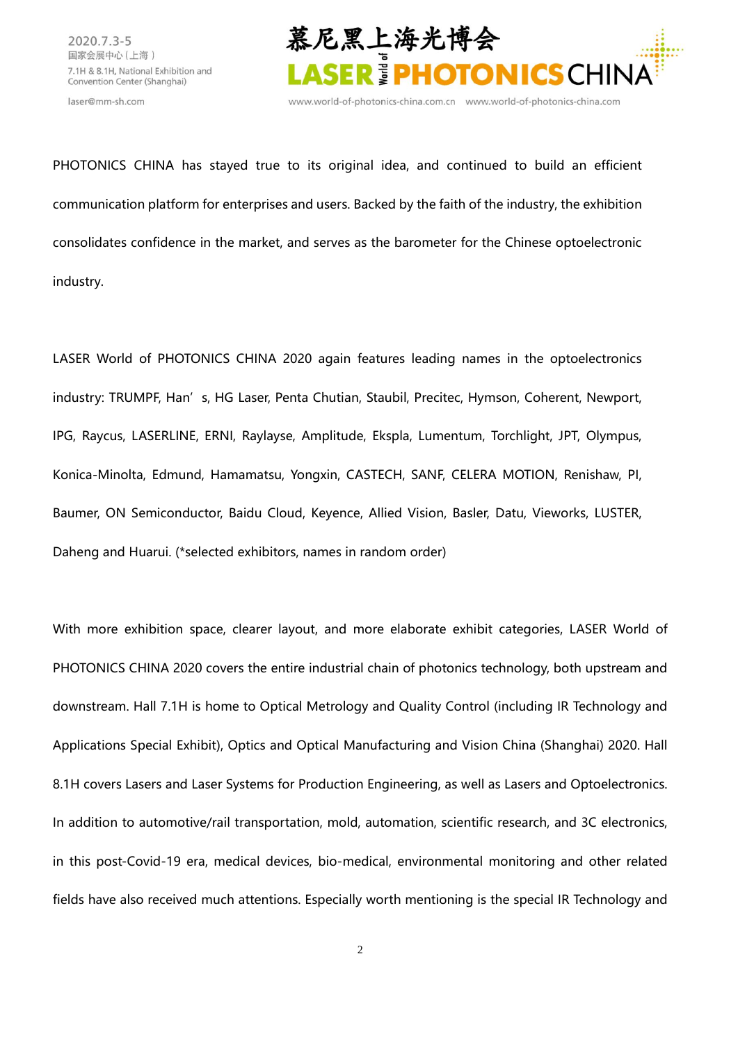PHOTONICS CHINA has stayed true to its original idea, and continued to build an efficient communication platform for enterprises and users. Backed by the faith of the industry, the exhibition consolidates confidence in the market, and serves as the barometer for the Chinese optoelectronic industry.

LASER World of PHOTONICS CHINA 2020 again features leading names in the optoelectronics industry: TRUMPF, Han’s, HG Laser, Penta Chutian, Staubil, Precitec, Hymson, Coherent, Newport, IPG, Raycus, LASERLINE, ERNI, Raylayse, Amplitude, Ekspla, Lumentum, Torchlight, JPT, Olympus, Konica-Minolta, Edmund, Hamamatsu, Yongxin, CASTECH, SANF, CELERA MOTION, Renishaw, PI, Baumer, ON Semiconductor, Baidu Cloud, Keyence, Allied Vision, Basler, Datu, Vieworks, LUSTER, Daheng and Huarui. (*selected exhibitors, names in random order)

With more exhibition space, clearer layout, and more elaborate exhibit categories, LASER World of PHOTONICS CHINA 2020 covers the entire industrial chain of photonics technology, both upstream and downstream. Hall 7.1H is home to Optical Metrology and Quality Control (including IR Technology and Applications Special Exhibit), Optics and Optical Manufacturing and Vision China (Shanghai) 2020. Hall 8.1H covers Lasers and Laser Systems for Production Engineering, as well as Lasers and Optoelectronics. In addition to automotive/rail transportation, mold, automation, scientific research, and 3C electronics, in this post-Covid-19 era, medical devices, bio-medical, environmental monitoring and other related fields have also received much attentions. Especially worth mentioning is the special IR Technology and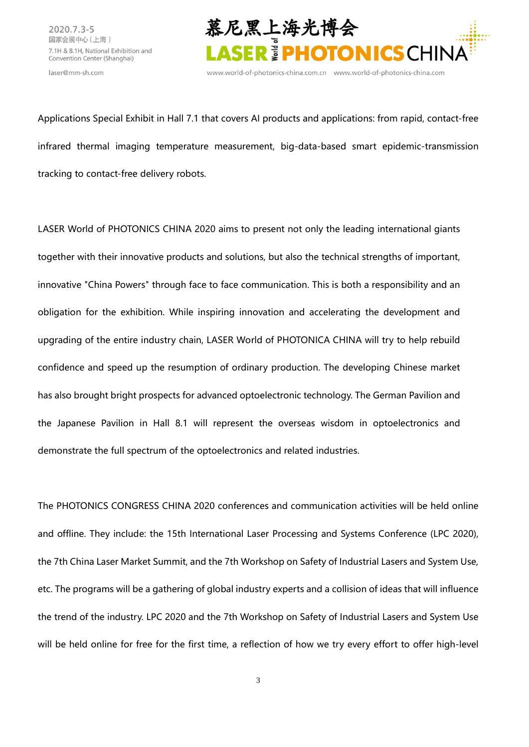Applications Special Exhibit in Hall 7.1 that covers AI products and applications: from rapid, contact-free infrared thermal imaging temperature measurement, big-data-based smart epidemic-transmission tracking to contact-free delivery robots.

LASER World of PHOTONICS CHINA 2020 aims to present not only the leading international giants together with their innovative products and solutions, but also the technical strengths of important, innovative "China Powers" through face to face communication. This is both a responsibility and an obligation for the exhibition. While inspiring innovation and accelerating the development and upgrading of the entire industry chain, LASER World of PHOTONICA CHINA will try to help rebuild confidence and speed up the resumption of ordinary production. The developing Chinese market has also brought bright prospects for advanced optoelectronic technology. The German Pavilion and the Japanese Pavilion in Hall 8.1 will represent the overseas wisdom in optoelectronics and demonstrate the full spectrum of the optoelectronics and related industries.

The PHOTONICS CONGRESS CHINA 2020 conferences and communication activities will be held online and offline. They include: the 15th International Laser Processing and Systems Conference (LPC 2020), the 7th China Laser Market Summit, and the 7th Workshop on Safety of Industrial Lasers and System Use, etc. The programs will be a gathering of global industry experts and a collision of ideas that will influence the trend of the industry. LPC 2020 and the 7th Workshop on Safety of Industrial Lasers and System Use will be held online for free for the first time, a reflection of how we try every effort to offer high-level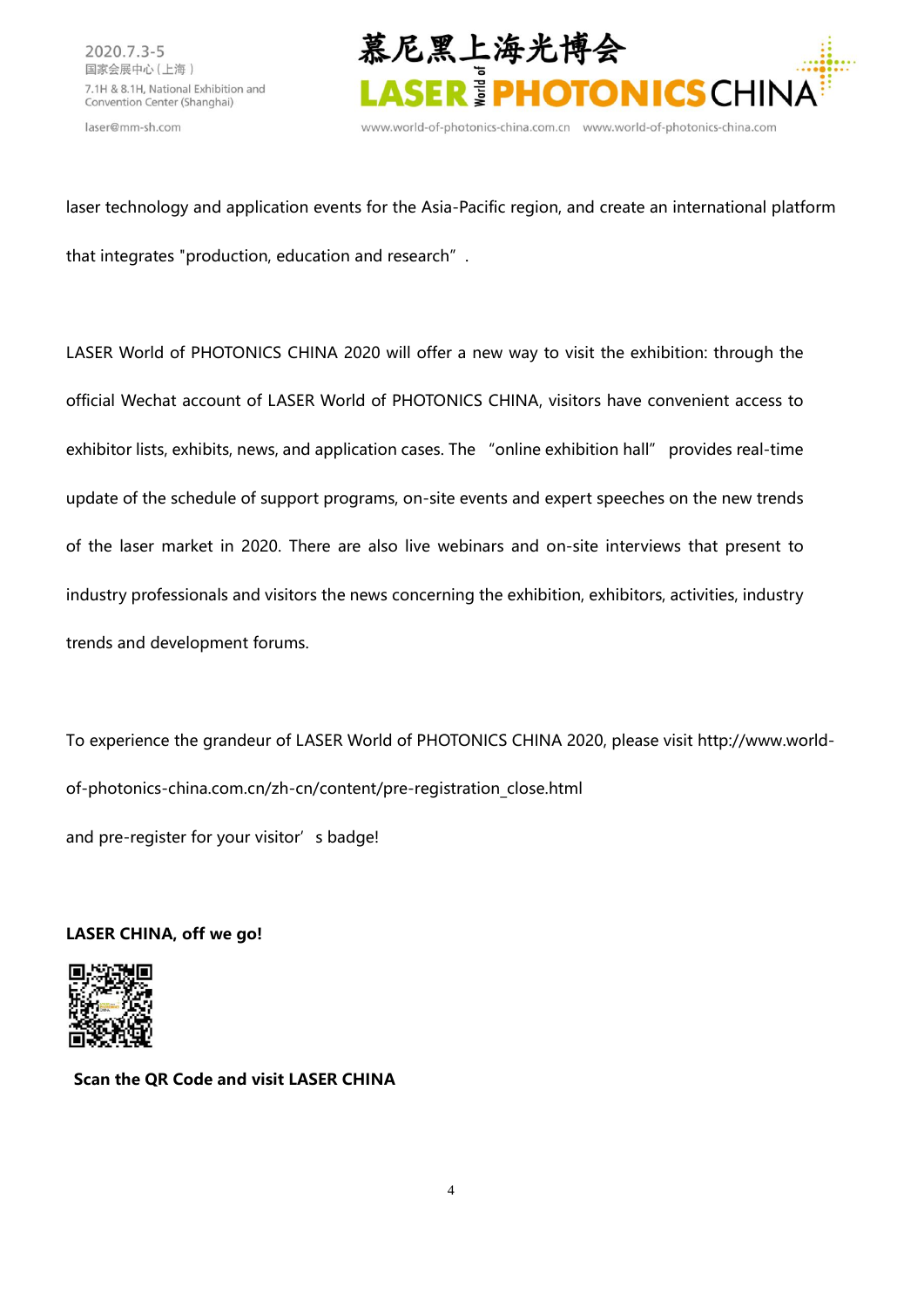laser technology and application events for the Asia-Pacific region, and create an international platform that integrates "production, education and research".

LASER World of PHOTONICS CHINA 2020 will offer a new way to visit the exhibition: through the official Wechat account of LASER World of PHOTONICS CHINA, visitors have convenient access to exhibitor lists, exhibits, news, and application cases. The "online exhibition hall" provides real-time update of the schedule of support programs, on-site events and expert speeches on the new trends of the laser market in 2020. There are also live webinars and on-site interviews that present to industry professionals and visitors the news concerning the exhibition, exhibitors, activities, industry trends and development forums.

To experience the grandeur of LASER World of PHOTONICS CHINA 2020, please visit http://www.world-of-photonics-china.com.cn/zh-cn/content/pre-registration_close.html

and pre-register for your visitor's badge!

**LASER CHINA, off we go!**

**Scan the QR Code and visit LASER CHINA**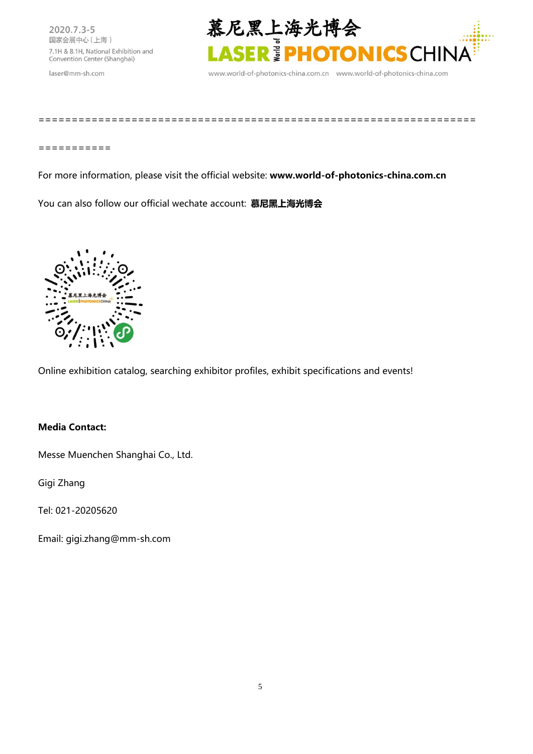====================================================================

===========

For more information, please visit the official website: **www.world-of-photonics-china.com.cn**

You can also follow our official wechate account: **慕尼黑上海光博会**

Online exhibition catalog, searching exhibitor profiles, exhibit specifications and events!

**Media Contact:**

Messe Muenchen Shanghai Co., Ltd.

Gigi Zhang

Tel: 021-20205620

Email: gigi.zhang@mm-sh.com